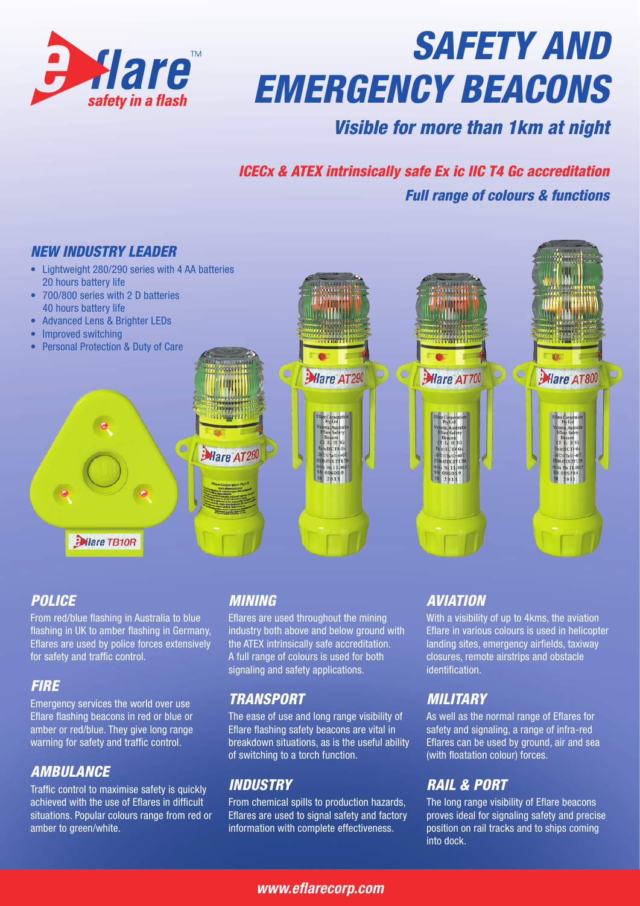# SAFETY AND EMERGENCY BEACONS

## *Visible for more than 1km at night*

***ICECx & ATEX intrinsically safe Ex ic IIC T4 Gc accreditation***

***Full range of colours & functions***

### *NEW INDUSTRY LEADER*

- Lightweight 280/290 series with 4 AA batteries 20 hours battery life
- 700/800 series with 2 D batteries 40 hours battery life
- Advanced Lens & Brighter LEDs
- Improved switching
- Personal Protection & Duty of Care

Eflare TB10R

Eflare AT280

Eflare AT290

Eflare AT700

Eflare AT800

### *POLICE*

From red/blue flashing in Australia to blue flashing in UK to amber flashing in Germany, Eflares are used by police forces extensively for safety and traffic control.

### *FIRE*

Emergency services the world over use Eflare flashing beacons in red or blue or amber or red/blue. They give long range warning for safety and traffic control.

### *AMBULANCE*

Traffic control to maximise safety is quickly achieved with the use of Eflares in difficult situations. Popular colours range from red or amber to green/white.

### *MINING*

Eflares are used throughout the mining industry both above and below ground with the ATEX intrinsically safe accreditation. A full range of colours is used for both signaling and safety applications.

### *TRANSPORT*

The ease of use and long range visibility of Eflare flashing safety beacons are vital in breakdown situations, as is the useful ability of switching to a torch function.

### *INDUSTRY*

From chemical spills to production hazards, Eflares are used to signal safety and factory information with complete effectiveness.

### *AVIATION*

With a visibility of up to 4kms, the aviation Eflare in various colours is used in helicopter landing sites, emergency airfields, taxiway closures, remote airstrips and obstacle identification.

### *MILITARY*

As well as the normal range of Eflares for safety and signaling, a range of infra-red Eflares can be used by ground, air and sea (with floatation colour) forces.

### *RAIL & PORT*

The long range visibility of Eflare beacons proves ideal for signaling safety and precise position on rail tracks and to ships coming into dock.

*www.eflarecorp.com*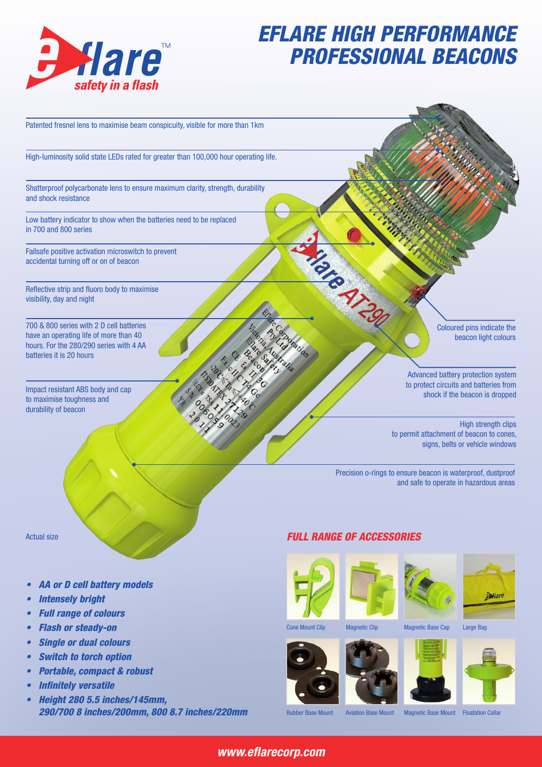# EFLARE HIGH PERFORMANCE PROFESSIONAL BEACONS

eflare™ safety in a flash

Patented fresnel lens to maximise beam conspicuity, visible for more than 1km

High-luminosity solid state LEDs rated for greater than 100,000 hour operating life.

Shatterproof polycarbonate lens to ensure maximum clarity, strength, durability and shock resistance

Low battery indicator to show when the batteries need to be replaced in 700 and 800 series

Failsafe positive activation microswitch to prevent accidental turning off or on of beacon

Reflective strip and fluoro body to maximise visibility, day and night

700 & 800 series with 2 D cell batteries have an operating life of more than 40 hours. For the 280/290 series with 4 AA batteries it is 20 hours

Impact resistant ABS body and cap to maximise toughness and durability of beacon

Coloured pins indicate the beacon light colours

Advanced battery protection system to protect circuits and batteries from shock if the beacon is dropped

High strength clips to permit attachment of beacon to cones, signs, belts or vehicle windows

Precision o-rings to ensure beacon is waterproof, dustproof and safe to operate in hazardous areas

Actual size

- ***AA or D cell battery models***
- ***Intensely bright***
- ***Full range of colours***
- ***Flash or steady-on***
- ***Single or dual colours***
- ***Switch to torch option***
- ***Portable, compact & robust***
- ***Infinitely versatile***
- ***Height 280 5.5 inches/145mm, 290/700 8 inches/200mm, 800 8.7 inches/220mm***

## *FULL RANGE OF ACCESSORIES*

Cone Mount Clip

Magnetic Clip

Magnetic Base Cap

Large Bag

Rubber Base Mount

Aviation Base Mount

Magnetic Base Mount

Floatation Collar

***www.eflarecorp.com***